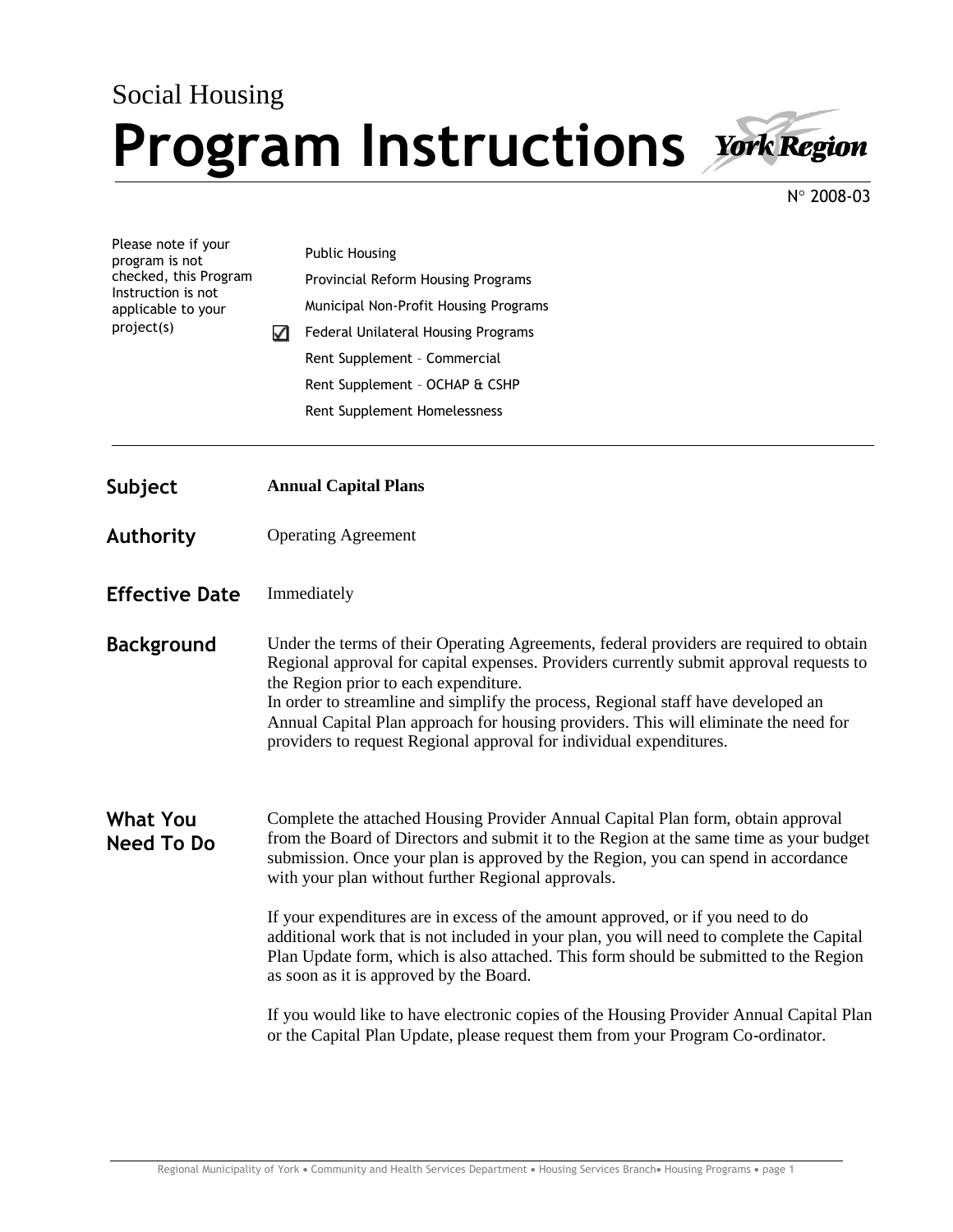Social Housing

# Program Instructions

York Region

N° 2008-03

Please note if your program is not checked, this Program Instruction is not applicable to your project(s)

- ☐ Public Housing
- ☐ Provincial Reform Housing Programs
- ☐ Municipal Non-Profit Housing Programs
- ☑ Federal Unilateral Housing Programs
- ☐ Rent Supplement – Commercial
- ☐ Rent Supplement – OCHAP & CSHP
- ☐ Rent Supplement Homelessness

---

**Subject** **Annual Capital Plans**

**Authority** Operating Agreement

**Effective Date** Immediately

## Background

Under the terms of their Operating Agreements, federal providers are required to obtain Regional approval for capital expenses. Providers currently submit approval requests to the Region prior to each expenditure.

In order to streamline and simplify the process, Regional staff have developed an Annual Capital Plan approach for housing providers. This will eliminate the need for providers to request Regional approval for individual expenditures.

## What You Need To Do

Complete the attached Housing Provider Annual Capital Plan form, obtain approval from the Board of Directors and submit it to the Region at the same time as your budget submission. Once your plan is approved by the Region, you can spend in accordance with your plan without further Regional approvals.

If your expenditures are in excess of the amount approved, or if you need to do additional work that is not included in your plan, you will need to complete the Capital Plan Update form, which is also attached. This form should be submitted to the Region as soon as it is approved by the Board.

If you would like to have electronic copies of the Housing Provider Annual Capital Plan or the Capital Plan Update, please request them from your Program Co-ordinator.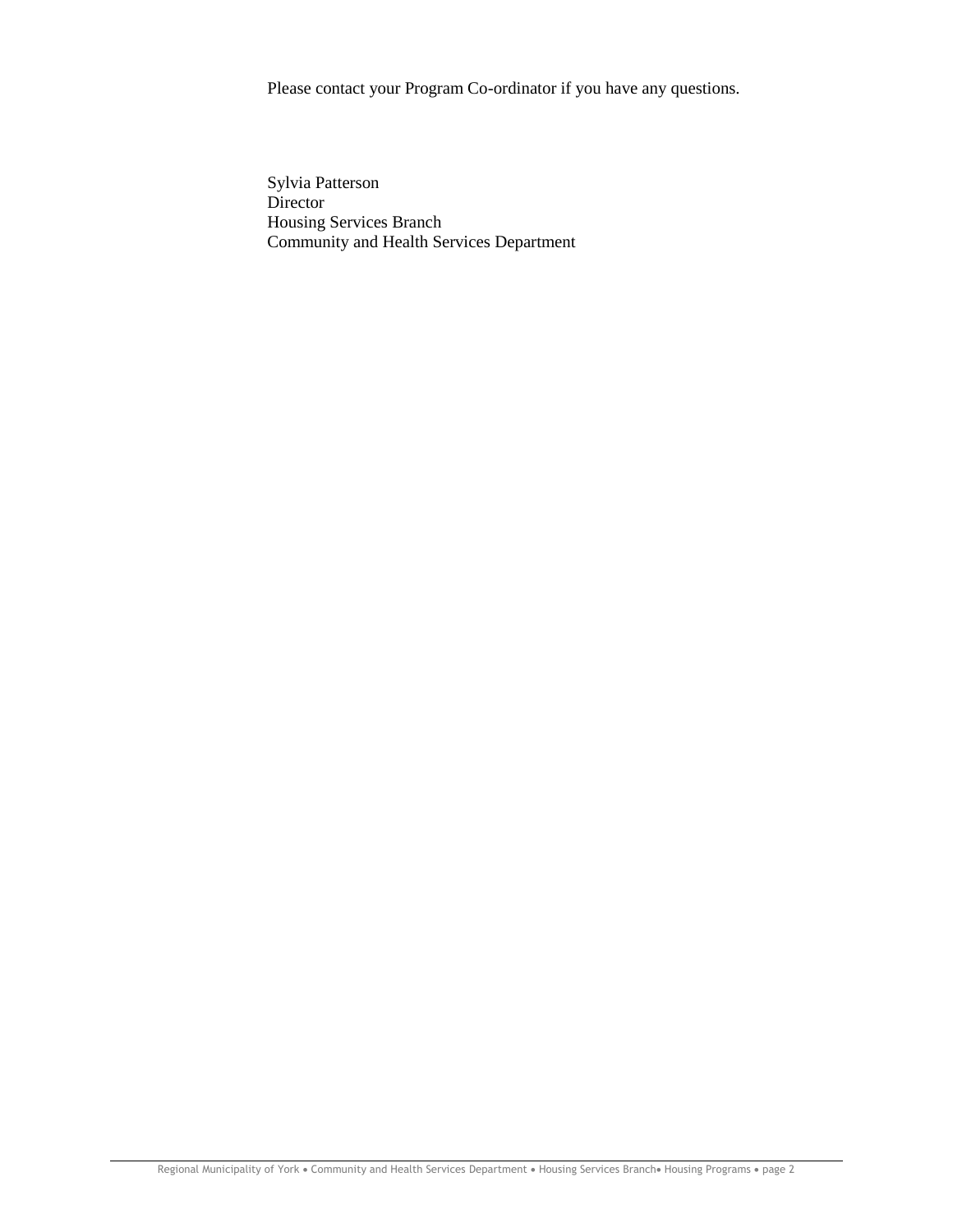Please contact your Program Co-ordinator if you have any questions.

Sylvia Patterson
Director
Housing Services Branch
Community and Health Services Department